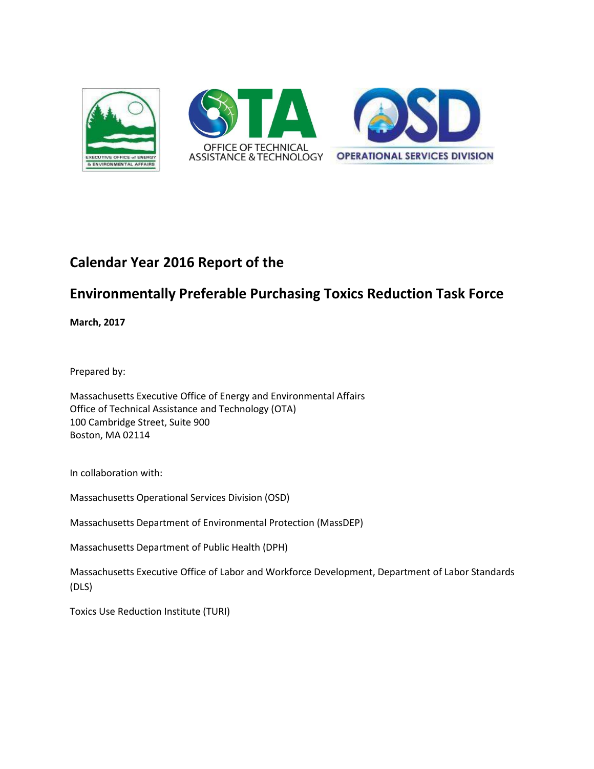# Calendar Year 2016 Report of the

# Environmentally Preferable Purchasing Toxics Reduction Task Force

**March, 2017**

Prepared by:

Massachusetts Executive Office of Energy and Environmental Affairs
Office of Technical Assistance and Technology (OTA)
100 Cambridge Street, Suite 900
Boston, MA 02114

In collaboration with:

Massachusetts Operational Services Division (OSD)

Massachusetts Department of Environmental Protection (MassDEP)

Massachusetts Department of Public Health (DPH)

Massachusetts Executive Office of Labor and Workforce Development, Department of Labor Standards (DLS)

Toxics Use Reduction Institute (TURI)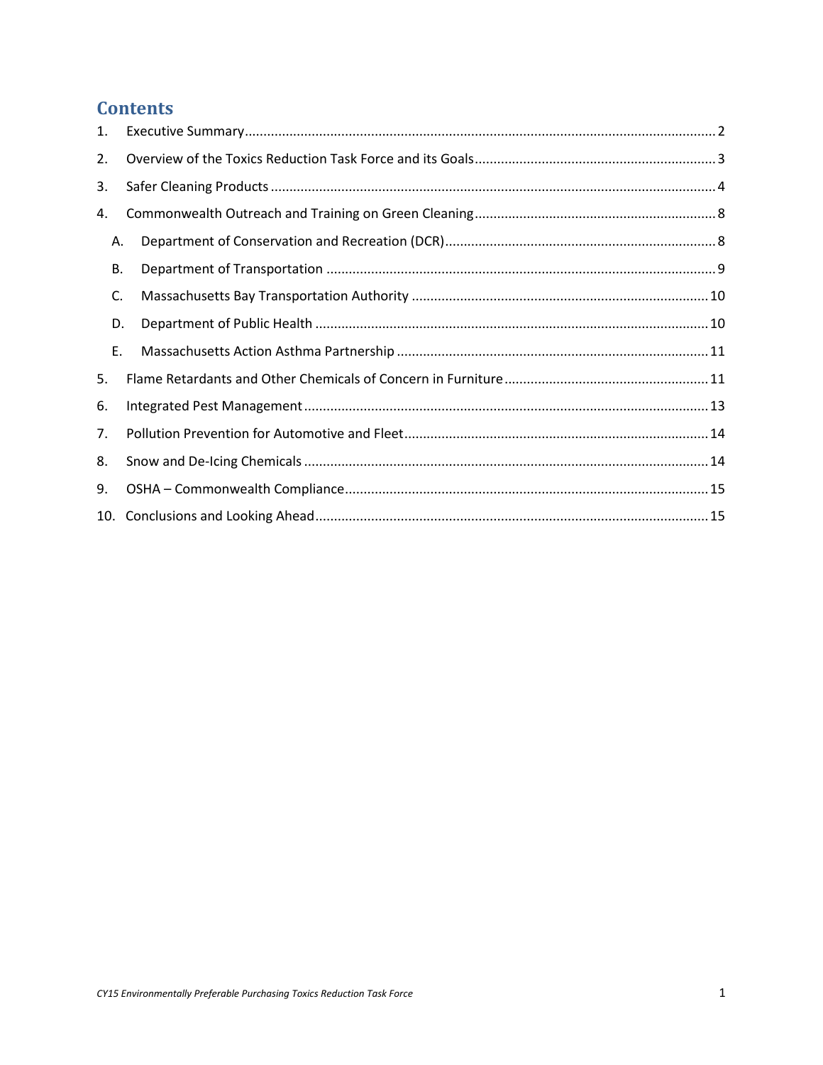# Contents

1. Executive Summary ..... 2
2. Overview of the Toxics Reduction Task Force and its Goals ..... 3
3. Safer Cleaning Products ..... 4
4. Commonwealth Outreach and Training on Green Cleaning ..... 8
   - A. Department of Conservation and Recreation (DCR) ..... 8
   - B. Department of Transportation ..... 9
   - C. Massachusetts Bay Transportation Authority ..... 10
   - D. Department of Public Health ..... 10
   - E. Massachusetts Action Asthma Partnership ..... 11
5. Flame Retardants and Other Chemicals of Concern in Furniture ..... 11
6. Integrated Pest Management ..... 13
7. Pollution Prevention for Automotive and Fleet ..... 14
8. Snow and De-Icing Chemicals ..... 14
9. OSHA – Commonwealth Compliance ..... 15
10. Conclusions and Looking Ahead ..... 15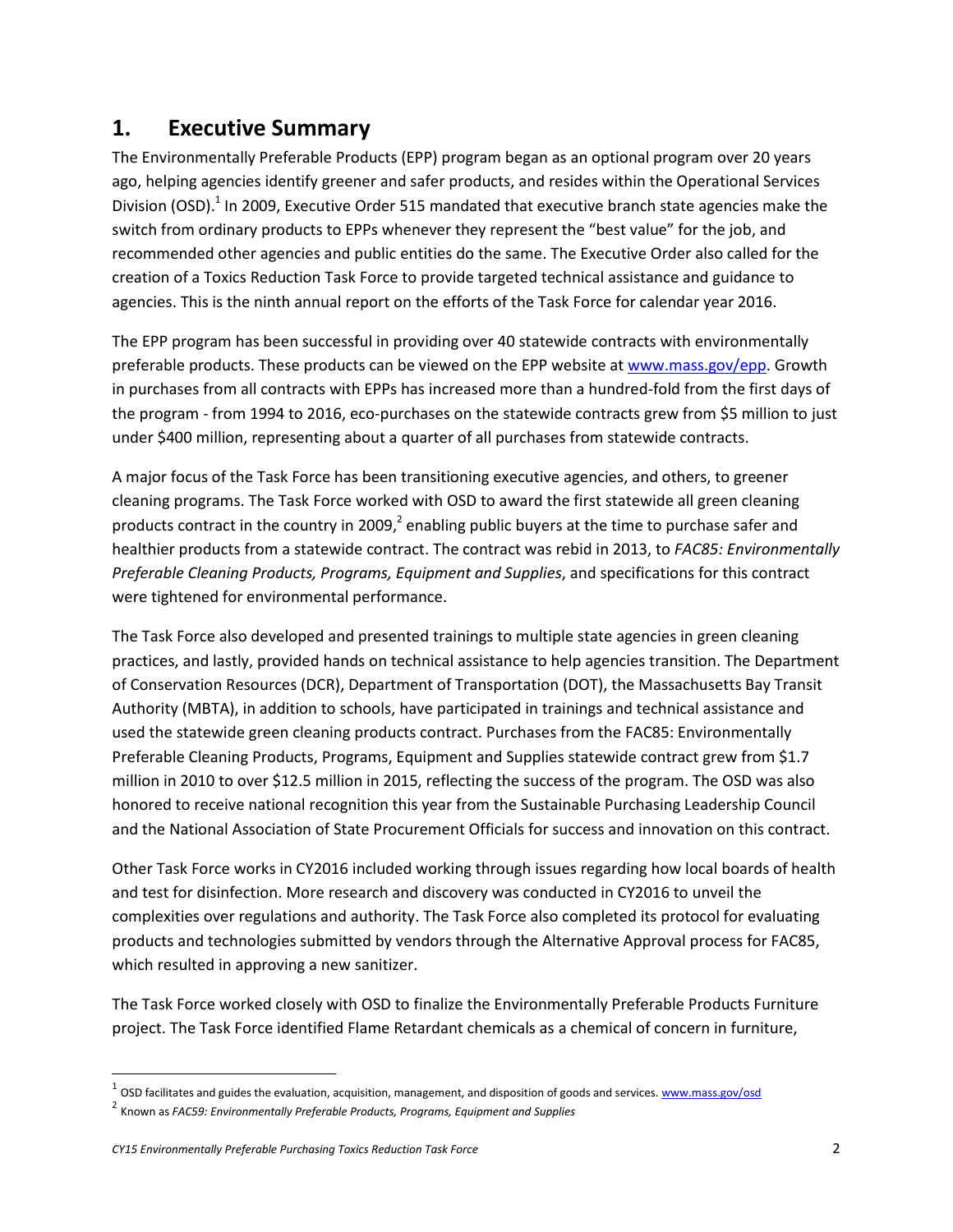## 1. Executive Summary

The Environmentally Preferable Products (EPP) program began as an optional program over 20 years ago, helping agencies identify greener and safer products, and resides within the Operational Services Division (OSD).[1] In 2009, Executive Order 515 mandated that executive branch state agencies make the switch from ordinary products to EPPs whenever they represent the "best value" for the job, and recommended other agencies and public entities do the same. The Executive Order also called for the creation of a Toxics Reduction Task Force to provide targeted technical assistance and guidance to agencies. This is the ninth annual report on the efforts of the Task Force for calendar year 2016.

The EPP program has been successful in providing over 40 statewide contracts with environmentally preferable products. These products can be viewed on the EPP website at www.mass.gov/epp. Growth in purchases from all contracts with EPPs has increased more than a hundred-fold from the first days of the program - from 1994 to 2016, eco-purchases on the statewide contracts grew from $5 million to just under $400 million, representing about a quarter of all purchases from statewide contracts.

A major focus of the Task Force has been transitioning executive agencies, and others, to greener cleaning programs. The Task Force worked with OSD to award the first statewide all green cleaning products contract in the country in 2009,[2] enabling public buyers at the time to purchase safer and healthier products from a statewide contract. The contract was rebid in 2013, to *FAC85: Environmentally Preferable Cleaning Products, Programs, Equipment and Supplies*, and specifications for this contract were tightened for environmental performance.

The Task Force also developed and presented trainings to multiple state agencies in green cleaning practices, and lastly, provided hands on technical assistance to help agencies transition. The Department of Conservation Resources (DCR), Department of Transportation (DOT), the Massachusetts Bay Transit Authority (MBTA), in addition to schools, have participated in trainings and technical assistance and used the statewide green cleaning products contract. Purchases from the FAC85: Environmentally Preferable Cleaning Products, Programs, Equipment and Supplies statewide contract grew from $1.7 million in 2010 to over $12.5 million in 2015, reflecting the success of the program. The OSD was also honored to receive national recognition this year from the Sustainable Purchasing Leadership Council and the National Association of State Procurement Officials for success and innovation on this contract.

Other Task Force works in CY2016 included working through issues regarding how local boards of health and test for disinfection. More research and discovery was conducted in CY2016 to unveil the complexities over regulations and authority. The Task Force also completed its protocol for evaluating products and technologies submitted by vendors through the Alternative Approval process for FAC85, which resulted in approving a new sanitizer.

The Task Force worked closely with OSD to finalize the Environmentally Preferable Products Furniture project. The Task Force identified Flame Retardant chemicals as a chemical of concern in furniture,

---

[1] OSD facilitates and guides the evaluation, acquisition, management, and disposition of goods and services. www.mass.gov/osd

[2] Known as *FAC59: Environmentally Preferable Products, Programs, Equipment and Supplies*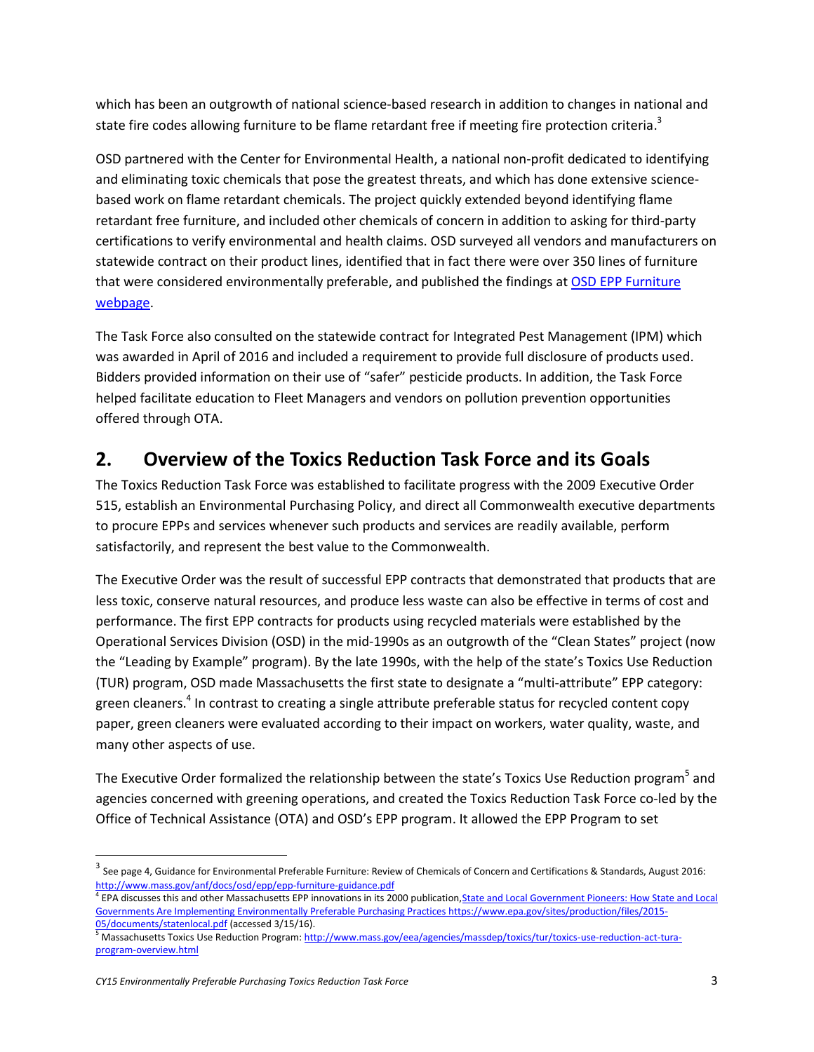which has been an outgrowth of national science-based research in addition to changes in national and state fire codes allowing furniture to be flame retardant free if meeting fire protection criteria.[3]

OSD partnered with the Center for Environmental Health, a national non-profit dedicated to identifying and eliminating toxic chemicals that pose the greatest threats, and which has done extensive science-based work on flame retardant chemicals. The project quickly extended beyond identifying flame retardant free furniture, and included other chemicals of concern in addition to asking for third-party certifications to verify environmental and health claims. OSD surveyed all vendors and manufacturers on statewide contract on their product lines, identified that in fact there were over 350 lines of furniture that were considered environmentally preferable, and published the findings at [OSD EPP Furniture webpage](#).

The Task Force also consulted on the statewide contract for Integrated Pest Management (IPM) which was awarded in April of 2016 and included a requirement to provide full disclosure of products used. Bidders provided information on their use of "safer" pesticide products. In addition, the Task Force helped facilitate education to Fleet Managers and vendors on pollution prevention opportunities offered through OTA.

## 2. Overview of the Toxics Reduction Task Force and its Goals

The Toxics Reduction Task Force was established to facilitate progress with the 2009 Executive Order 515, establish an Environmental Purchasing Policy, and direct all Commonwealth executive departments to procure EPPs and services whenever such products and services are readily available, perform satisfactorily, and represent the best value to the Commonwealth.

The Executive Order was the result of successful EPP contracts that demonstrated that products that are less toxic, conserve natural resources, and produce less waste can also be effective in terms of cost and performance. The first EPP contracts for products using recycled materials were established by the Operational Services Division (OSD) in the mid-1990s as an outgrowth of the "Clean States" project (now the "Leading by Example" program). By the late 1990s, with the help of the state's Toxics Use Reduction (TUR) program, OSD made Massachusetts the first state to designate a "multi-attribute" EPP category: green cleaners.[4] In contrast to creating a single attribute preferable status for recycled content copy paper, green cleaners were evaluated according to their impact on workers, water quality, waste, and many other aspects of use.

The Executive Order formalized the relationship between the state's Toxics Use Reduction program[5] and agencies concerned with greening operations, and created the Toxics Reduction Task Force co-led by the Office of Technical Assistance (OTA) and OSD's EPP program. It allowed the EPP Program to set

---

[3] See page 4, Guidance for Environmental Preferable Furniture: Review of Chemicals of Concern and Certifications & Standards, August 2016: http://www.mass.gov/anf/docs/osd/epp/epp-furniture-guidance.pdf

[4] EPA discusses this and other Massachusetts EPP innovations in its 2000 publication, State and Local Government Pioneers: How State and Local Governments Are Implementing Environmentally Preferable Purchasing Practices https://www.epa.gov/sites/production/files/2015-05/documents/statenlocal.pdf (accessed 3/15/16).

[5] Massachusetts Toxics Use Reduction Program: http://www.mass.gov/eea/agencies/massdep/toxics/tur/toxics-use-reduction-act-tura-program-overview.html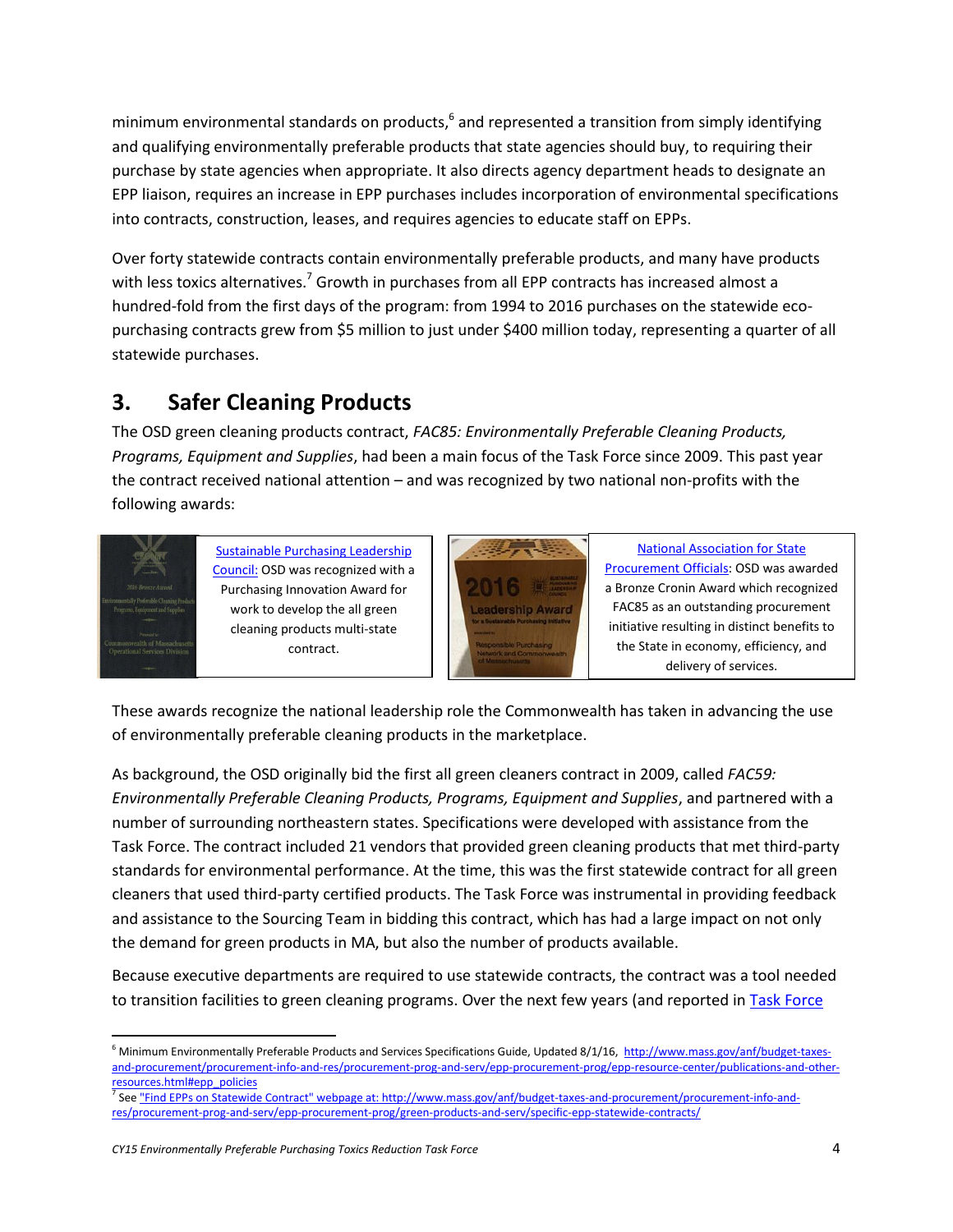minimum environmental standards on products,[6] and represented a transition from simply identifying and qualifying environmentally preferable products that state agencies should buy, to requiring their purchase by state agencies when appropriate. It also directs agency department heads to designate an EPP liaison, requires an increase in EPP purchases includes incorporation of environmental specifications into contracts, construction, leases, and requires agencies to educate staff on EPPs.

Over forty statewide contracts contain environmentally preferable products, and many have products with less toxics alternatives.[7] Growth in purchases from all EPP contracts has increased almost a hundred-fold from the first days of the program: from 1994 to 2016 purchases on the statewide eco-purchasing contracts grew from $5 million to just under $400 million today, representing a quarter of all statewide purchases.

## 3. Safer Cleaning Products

The OSD green cleaning products contract, *FAC85: Environmentally Preferable Cleaning Products, Programs, Equipment and Supplies*, had been a main focus of the Task Force since 2009. This past year the contract received national attention – and was recognized by two national non-profits with the following awards:

| | |
|---|---|
| Sustainable Purchasing Leadership Council: OSD was recognized with a Purchasing Innovation Award for work to develop the all green cleaning products multi-state contract. | National Association for State Procurement Officials: OSD was awarded a Bronze Cronin Award which recognized FAC85 as an outstanding procurement initiative resulting in distinct benefits to the State in economy, efficiency, and delivery of services. |

These awards recognize the national leadership role the Commonwealth has taken in advancing the use of environmentally preferable cleaning products in the marketplace.

As background, the OSD originally bid the first all green cleaners contract in 2009, called *FAC59: Environmentally Preferable Cleaning Products, Programs, Equipment and Supplies*, and partnered with a number of surrounding northeastern states. Specifications were developed with assistance from the Task Force. The contract included 21 vendors that provided green cleaning products that met third-party standards for environmental performance. At the time, this was the first statewide contract for all green cleaners that used third-party certified products. The Task Force was instrumental in providing feedback and assistance to the Sourcing Team in bidding this contract, which has had a large impact on not only the demand for green products in MA, but also the number of products available.

Because executive departments are required to use statewide contracts, the contract was a tool needed to transition facilities to green cleaning programs. Over the next few years (and reported in Task Force

---

[6] Minimum Environmentally Preferable Products and Services Specifications Guide, Updated 8/1/16, http://www.mass.gov/anf/budget-taxes-and-procurement/procurement-info-and-res/procurement-prog-and-serv/epp-procurement-prog/epp-resource-center/publications-and-other-resources.html#epp_policies

[7] See "Find EPPs on Statewide Contract" webpage at: http://www.mass.gov/anf/budget-taxes-and-procurement/procurement-info-and-res/procurement-prog-and-serv/epp-procurement-prog/green-products-and-serv/specific-epp-statewide-contracts/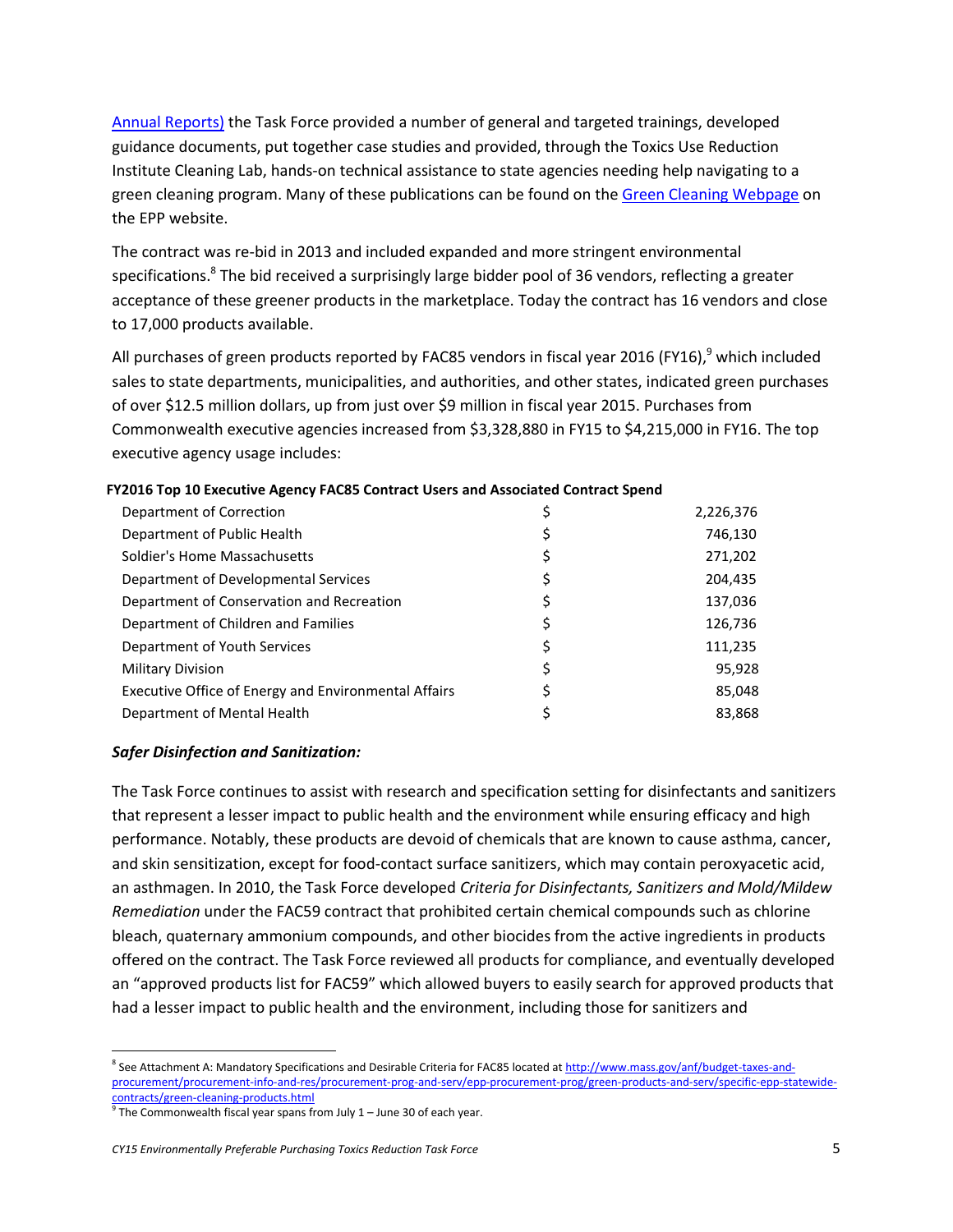Annual Reports) the Task Force provided a number of general and targeted trainings, developed guidance documents, put together case studies and provided, through the Toxics Use Reduction Institute Cleaning Lab, hands-on technical assistance to state agencies needing help navigating to a green cleaning program. Many of these publications can be found on the Green Cleaning Webpage on the EPP website.

The contract was re-bid in 2013 and included expanded and more stringent environmental specifications.[8] The bid received a surprisingly large bidder pool of 36 vendors, reflecting a greater acceptance of these greener products in the marketplace. Today the contract has 16 vendors and close to 17,000 products available.

All purchases of green products reported by FAC85 vendors in fiscal year 2016 (FY16),[9] which included sales to state departments, municipalities, and authorities, and other states, indicated green purchases of over $12.5 million dollars, up from just over $9 million in fiscal year 2015. Purchases from Commonwealth executive agencies increased from $3,328,880 in FY15 to $4,215,000 in FY16. The top executive agency usage includes:

**FY2016 Top 10 Executive Agency FAC85 Contract Users and Associated Contract Spend**

| | | |
|---|---|---|
| Department of Correction | $ | 2,226,376 |
| Department of Public Health | $ | 746,130 |
| Soldier's Home Massachusetts | $ | 271,202 |
| Department of Developmental Services | $ | 204,435 |
| Department of Conservation and Recreation | $ | 137,036 |
| Department of Children and Families | $ | 126,736 |
| Department of Youth Services | $ | 111,235 |
| Military Division | $ | 95,928 |
| Executive Office of Energy and Environmental Affairs | $ | 85,048 |
| Department of Mental Health | $ | 83,868 |

### *Safer Disinfection and Sanitization:*

The Task Force continues to assist with research and specification setting for disinfectants and sanitizers that represent a lesser impact to public health and the environment while ensuring efficacy and high performance. Notably, these products are devoid of chemicals that are known to cause asthma, cancer, and skin sensitization, except for food-contact surface sanitizers, which may contain peroxyacetic acid, an asthmagen. In 2010, the Task Force developed *Criteria for Disinfectants, Sanitizers and Mold/Mildew Remediation* under the FAC59 contract that prohibited certain chemical compounds such as chlorine bleach, quaternary ammonium compounds, and other biocides from the active ingredients in products offered on the contract. The Task Force reviewed all products for compliance, and eventually developed an "approved products list for FAC59" which allowed buyers to easily search for approved products that had a lesser impact to public health and the environment, including those for sanitizers and

---

[8] See Attachment A: Mandatory Specifications and Desirable Criteria for FAC85 located at http://www.mass.gov/anf/budget-taxes-and-procurement/procurement-info-and-res/procurement-prog-and-serv/epp-procurement-prog/green-products-and-serv/specific-epp-statewide-contracts/green-cleaning-products.html

[9] The Commonwealth fiscal year spans from July 1 – June 30 of each year.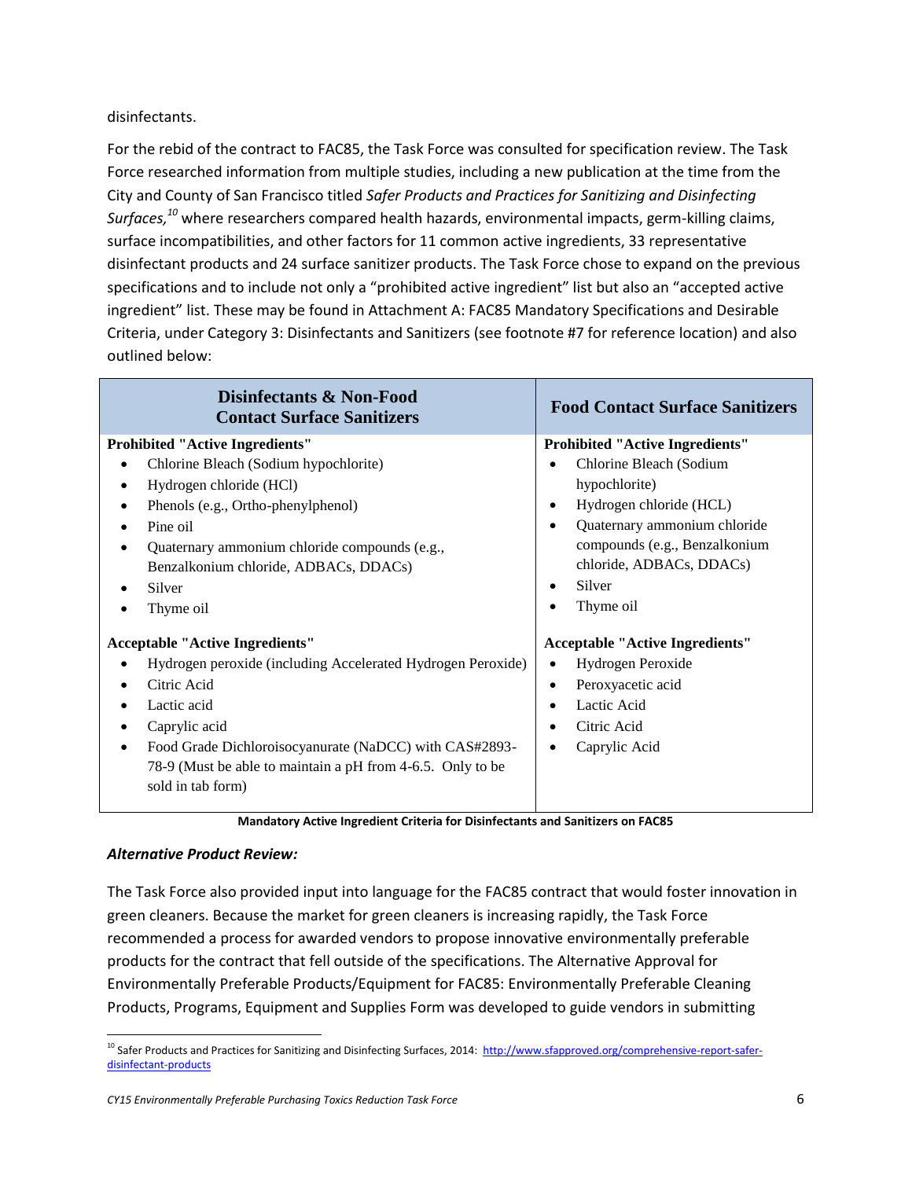disinfectants.

For the rebid of the contract to FAC85, the Task Force was consulted for specification review. The Task Force researched information from multiple studies, including a new publication at the time from the City and County of San Francisco titled *Safer Products and Practices for Sanitizing and Disinfecting Surfaces,*[10] where researchers compared health hazards, environmental impacts, germ-killing claims, surface incompatibilities, and other factors for 11 common active ingredients, 33 representative disinfectant products and 24 surface sanitizer products. The Task Force chose to expand on the previous specifications and to include not only a "prohibited active ingredient" list but also an "accepted active ingredient" list. These may be found in Attachment A: FAC85 Mandatory Specifications and Desirable Criteria, under Category 3: Disinfectants and Sanitizers (see footnote #7 for reference location) and also outlined below:

| Disinfectants & Non-Food Contact Surface Sanitizers | Food Contact Surface Sanitizers |
|---|---|
| **Prohibited "Active Ingredients"**<br>• Chlorine Bleach (Sodium hypochlorite)<br>• Hydrogen chloride (HCl)<br>• Phenols (e.g., Ortho-phenylphenol)<br>• Pine oil<br>• Quaternary ammonium chloride compounds (e.g., Benzalkonium chloride, ADBACs, DDACs)<br>• Silver<br>• Thyme oil | **Prohibited "Active Ingredients"**<br>• Chlorine Bleach (Sodium hypochlorite)<br>• Hydrogen chloride (HCL)<br>• Quaternary ammonium chloride compounds (e.g., Benzalkonium chloride, ADBACs, DDACs)<br>• Silver<br>• Thyme oil |
| **Acceptable "Active Ingredients"**<br>• Hydrogen peroxide (including Accelerated Hydrogen Peroxide)<br>• Citric Acid<br>• Lactic acid<br>• Caprylic acid<br>• Food Grade Dichloroisocyanurate (NaDCC) with CAS#2893-78-9 (Must be able to maintain a pH from 4-6.5. Only to be sold in tab form) | **Acceptable "Active Ingredients"**<br>• Hydrogen Peroxide<br>• Peroxyacetic acid<br>• Lactic Acid<br>• Citric Acid<br>• Caprylic Acid |

**Mandatory Active Ingredient Criteria for Disinfectants and Sanitizers on FAC85**

### *Alternative Product Review:*

The Task Force also provided input into language for the FAC85 contract that would foster innovation in green cleaners. Because the market for green cleaners is increasing rapidly, the Task Force recommended a process for awarded vendors to propose innovative environmentally preferable products for the contract that fell outside of the specifications. The Alternative Approval for Environmentally Preferable Products/Equipment for FAC85: Environmentally Preferable Cleaning Products, Programs, Equipment and Supplies Form was developed to guide vendors in submitting

[10] Safer Products and Practices for Sanitizing and Disinfecting Surfaces, 2014: http://www.sfapproved.org/comprehensive-report-safer-disinfectant-products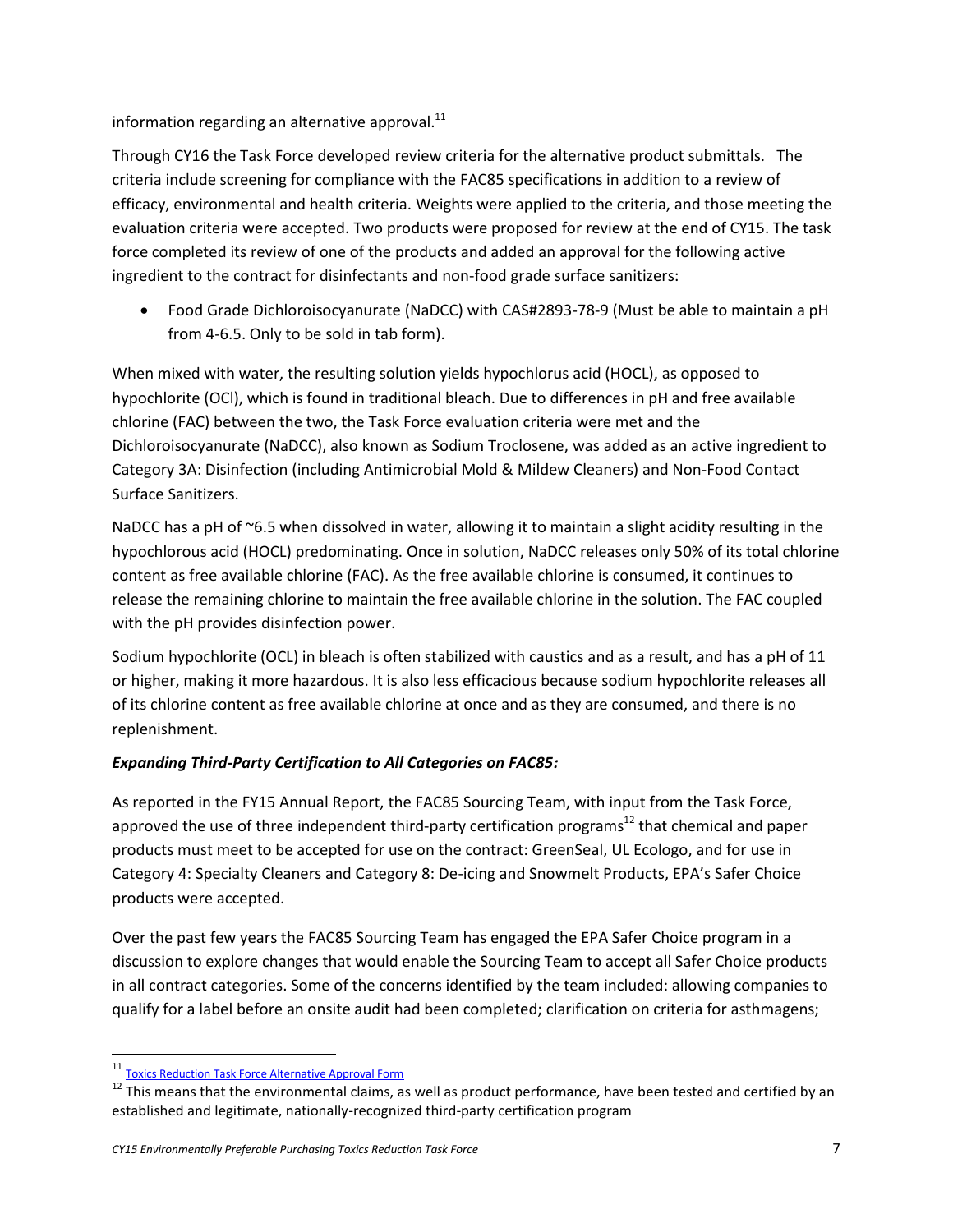information regarding an alternative approval.[11]

Through CY16 the Task Force developed review criteria for the alternative product submittals. The criteria include screening for compliance with the FAC85 specifications in addition to a review of efficacy, environmental and health criteria. Weights were applied to the criteria, and those meeting the evaluation criteria were accepted. Two products were proposed for review at the end of CY15. The task force completed its review of one of the products and added an approval for the following active ingredient to the contract for disinfectants and non-food grade surface sanitizers:

- Food Grade Dichloroisocyanurate (NaDCC) with CAS#2893-78-9 (Must be able to maintain a pH from 4-6.5. Only to be sold in tab form).

When mixed with water, the resulting solution yields hypochlorus acid (HOCL), as opposed to hypochlorite (OCl), which is found in traditional bleach. Due to differences in pH and free available chlorine (FAC) between the two, the Task Force evaluation criteria were met and the Dichloroisocyanurate (NaDCC), also known as Sodium Troclosene, was added as an active ingredient to Category 3A: Disinfection (including Antimicrobial Mold & Mildew Cleaners) and Non-Food Contact Surface Sanitizers.

NaDCC has a pH of ~6.5 when dissolved in water, allowing it to maintain a slight acidity resulting in the hypochlorous acid (HOCL) predominating. Once in solution, NaDCC releases only 50% of its total chlorine content as free available chlorine (FAC). As the free available chlorine is consumed, it continues to release the remaining chlorine to maintain the free available chlorine in the solution. The FAC coupled with the pH provides disinfection power.

Sodium hypochlorite (OCL) in bleach is often stabilized with caustics and as a result, and has a pH of 11 or higher, making it more hazardous. It is also less efficacious because sodium hypochlorite releases all of its chlorine content as free available chlorine at once and as they are consumed, and there is no replenishment.

***Expanding Third-Party Certification to All Categories on FAC85:***

As reported in the FY15 Annual Report, the FAC85 Sourcing Team, with input from the Task Force, approved the use of three independent third-party certification programs[12] that chemical and paper products must meet to be accepted for use on the contract: GreenSeal, UL Ecologo, and for use in Category 4: Specialty Cleaners and Category 8: De-icing and Snowmelt Products, EPA's Safer Choice products were accepted.

Over the past few years the FAC85 Sourcing Team has engaged the EPA Safer Choice program in a discussion to explore changes that would enable the Sourcing Team to accept all Safer Choice products in all contract categories. Some of the concerns identified by the team included: allowing companies to qualify for a label before an onsite audit had been completed; clarification on criteria for asthmagens;

[11] Toxics Reduction Task Force Alternative Approval Form

[12] This means that the environmental claims, as well as product performance, have been tested and certified by an established and legitimate, nationally-recognized third-party certification program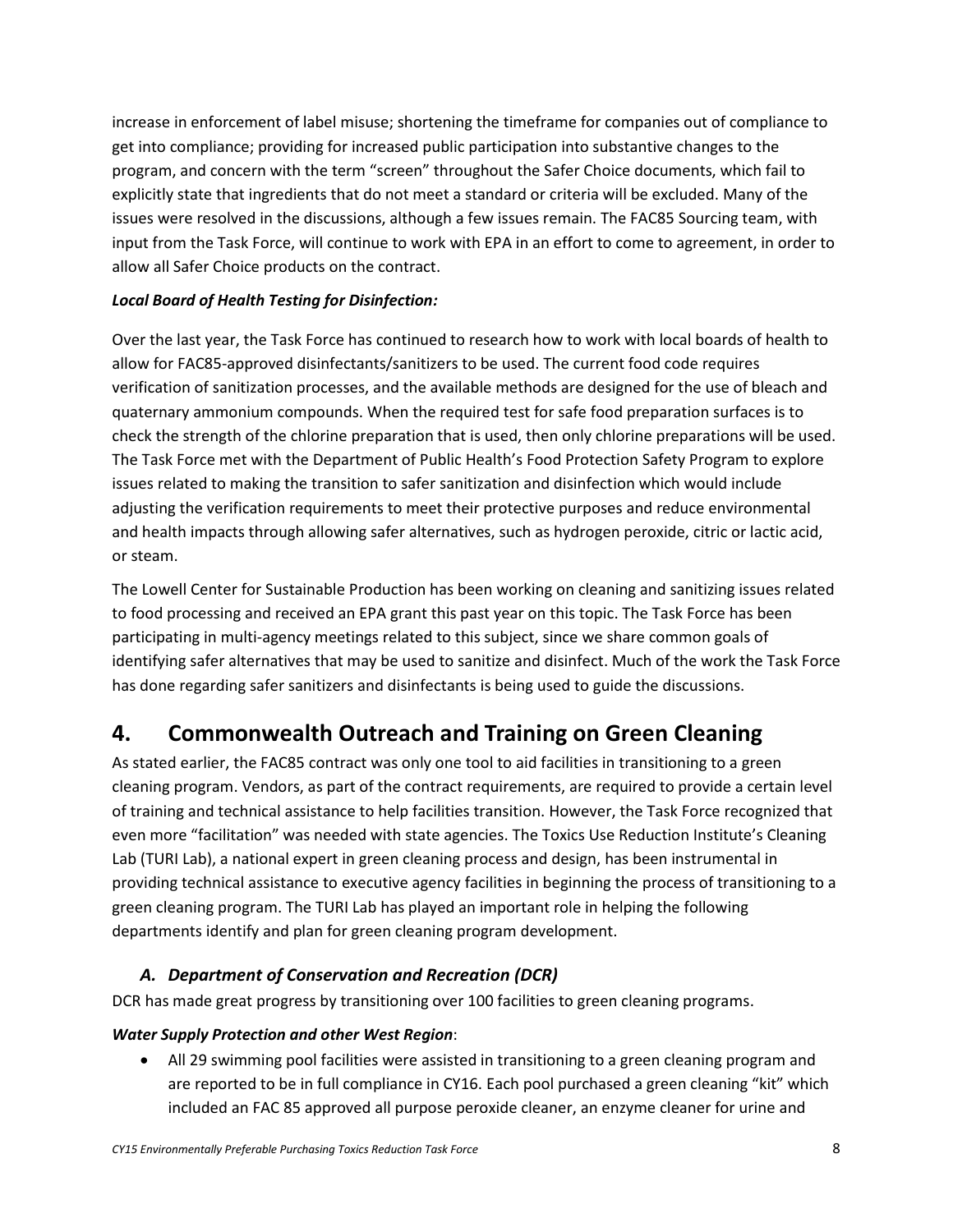increase in enforcement of label misuse; shortening the timeframe for companies out of compliance to get into compliance; providing for increased public participation into substantive changes to the program, and concern with the term "screen" throughout the Safer Choice documents, which fail to explicitly state that ingredients that do not meet a standard or criteria will be excluded. Many of the issues were resolved in the discussions, although a few issues remain. The FAC85 Sourcing team, with input from the Task Force, will continue to work with EPA in an effort to come to agreement, in order to allow all Safer Choice products on the contract.

***Local Board of Health Testing for Disinfection:***

Over the last year, the Task Force has continued to research how to work with local boards of health to allow for FAC85-approved disinfectants/sanitizers to be used. The current food code requires verification of sanitization processes, and the available methods are designed for the use of bleach and quaternary ammonium compounds. When the required test for safe food preparation surfaces is to check the strength of the chlorine preparation that is used, then only chlorine preparations will be used. The Task Force met with the Department of Public Health's Food Protection Safety Program to explore issues related to making the transition to safer sanitization and disinfection which would include adjusting the verification requirements to meet their protective purposes and reduce environmental and health impacts through allowing safer alternatives, such as hydrogen peroxide, citric or lactic acid, or steam.

The Lowell Center for Sustainable Production has been working on cleaning and sanitizing issues related to food processing and received an EPA grant this past year on this topic. The Task Force has been participating in multi-agency meetings related to this subject, since we share common goals of identifying safer alternatives that may be used to sanitize and disinfect. Much of the work the Task Force has done regarding safer sanitizers and disinfectants is being used to guide the discussions.

# 4. Commonwealth Outreach and Training on Green Cleaning

As stated earlier, the FAC85 contract was only one tool to aid facilities in transitioning to a green cleaning program. Vendors, as part of the contract requirements, are required to provide a certain level of training and technical assistance to help facilities transition. However, the Task Force recognized that even more "facilitation" was needed with state agencies. The Toxics Use Reduction Institute's Cleaning Lab (TURI Lab), a national expert in green cleaning process and design, has been instrumental in providing technical assistance to executive agency facilities in beginning the process of transitioning to a green cleaning program. The TURI Lab has played an important role in helping the following departments identify and plan for green cleaning program development.

## *A. Department of Conservation and Recreation (DCR)*

DCR has made great progress by transitioning over 100 facilities to green cleaning programs.

***Water Supply Protection and other West Region***:

- All 29 swimming pool facilities were assisted in transitioning to a green cleaning program and are reported to be in full compliance in CY16. Each pool purchased a green cleaning "kit" which included an FAC 85 approved all purpose peroxide cleaner, an enzyme cleaner for urine and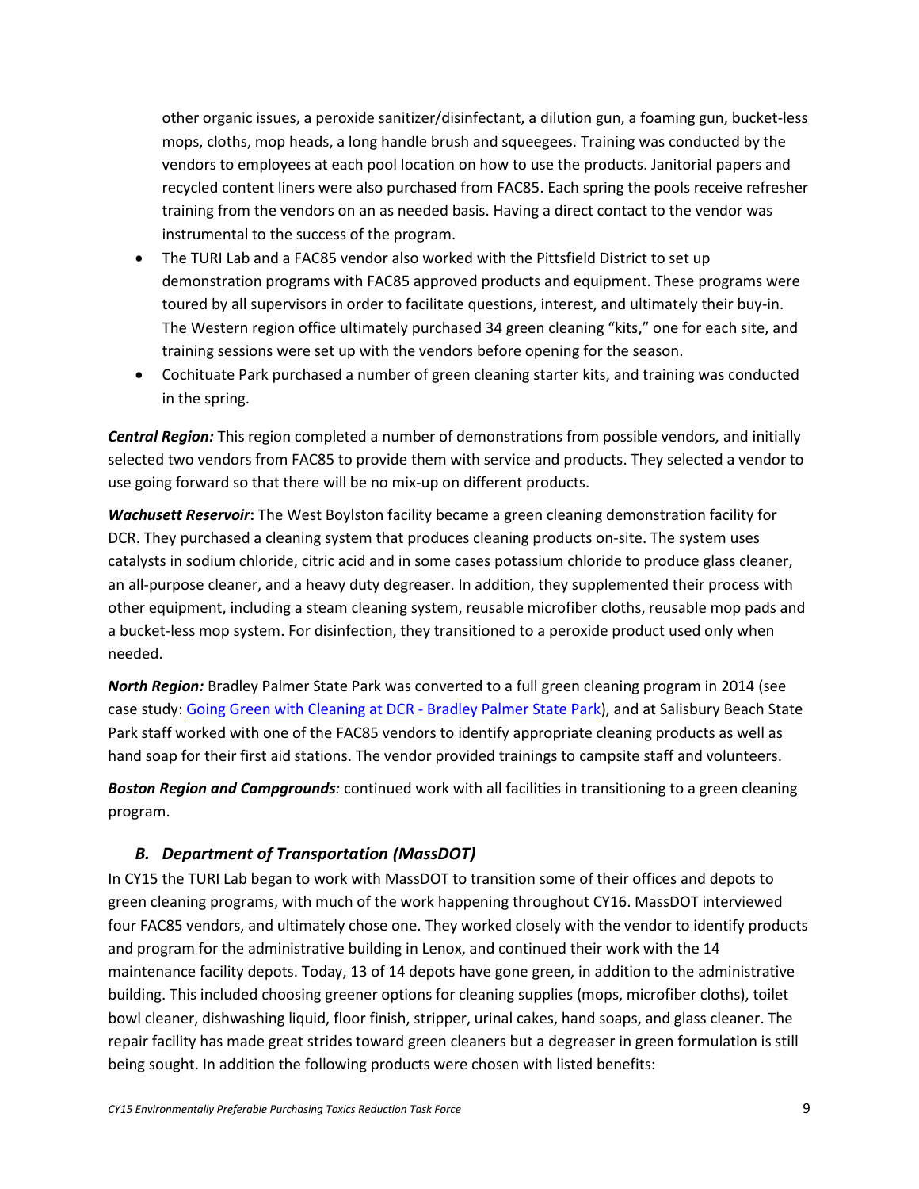other organic issues, a peroxide sanitizer/disinfectant, a dilution gun, a foaming gun, bucket-less mops, cloths, mop heads, a long handle brush and squeegees. Training was conducted by the vendors to employees at each pool location on how to use the products. Janitorial papers and recycled content liners were also purchased from FAC85. Each spring the pools receive refresher training from the vendors on an as needed basis. Having a direct contact to the vendor was instrumental to the success of the program.

- The TURI Lab and a FAC85 vendor also worked with the Pittsfield District to set up demonstration programs with FAC85 approved products and equipment. These programs were toured by all supervisors in order to facilitate questions, interest, and ultimately their buy-in. The Western region office ultimately purchased 34 green cleaning "kits," one for each site, and training sessions were set up with the vendors before opening for the season.
- Cochituate Park purchased a number of green cleaning starter kits, and training was conducted in the spring.

***Central Region:*** This region completed a number of demonstrations from possible vendors, and initially selected two vendors from FAC85 to provide them with service and products. They selected a vendor to use going forward so that there will be no mix-up on different products.

***Wachusett Reservoir*****:** The West Boylston facility became a green cleaning demonstration facility for DCR. They purchased a cleaning system that produces cleaning products on-site. The system uses catalysts in sodium chloride, citric acid and in some cases potassium chloride to produce glass cleaner, an all-purpose cleaner, and a heavy duty degreaser. In addition, they supplemented their process with other equipment, including a steam cleaning system, reusable microfiber cloths, reusable mop pads and a bucket-less mop system. For disinfection, they transitioned to a peroxide product used only when needed.

***North Region:*** Bradley Palmer State Park was converted to a full green cleaning program in 2014 (see case study: Going Green with Cleaning at DCR - Bradley Palmer State Park), and at Salisbury Beach State Park staff worked with one of the FAC85 vendors to identify appropriate cleaning products as well as hand soap for their first aid stations. The vendor provided trainings to campsite staff and volunteers.

***Boston Region and Campgrounds****:* continued work with all facilities in transitioning to a green cleaning program.

### *B. Department of Transportation (MassDOT)*

In CY15 the TURI Lab began to work with MassDOT to transition some of their offices and depots to green cleaning programs, with much of the work happening throughout CY16. MassDOT interviewed four FAC85 vendors, and ultimately chose one. They worked closely with the vendor to identify products and program for the administrative building in Lenox, and continued their work with the 14 maintenance facility depots. Today, 13 of 14 depots have gone green, in addition to the administrative building. This included choosing greener options for cleaning supplies (mops, microfiber cloths), toilet bowl cleaner, dishwashing liquid, floor finish, stripper, urinal cakes, hand soaps, and glass cleaner. The repair facility has made great strides toward green cleaners but a degreaser in green formulation is still being sought. In addition the following products were chosen with listed benefits: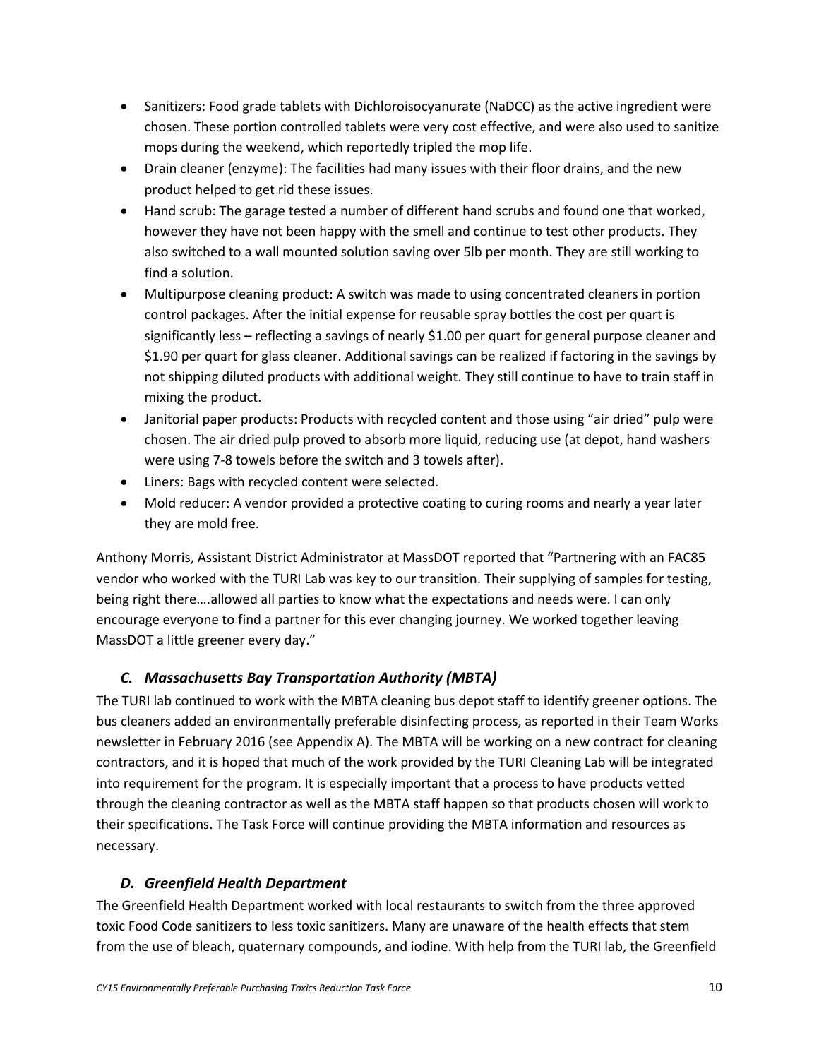- Sanitizers: Food grade tablets with Dichloroisocyanurate (NaDCC) as the active ingredient were chosen. These portion controlled tablets were very cost effective, and were also used to sanitize mops during the weekend, which reportedly tripled the mop life.
- Drain cleaner (enzyme): The facilities had many issues with their floor drains, and the new product helped to get rid these issues.
- Hand scrub: The garage tested a number of different hand scrubs and found one that worked, however they have not been happy with the smell and continue to test other products. They also switched to a wall mounted solution saving over 5lb per month. They are still working to find a solution.
- Multipurpose cleaning product: A switch was made to using concentrated cleaners in portion control packages. After the initial expense for reusable spray bottles the cost per quart is significantly less – reflecting a savings of nearly $1.00 per quart for general purpose cleaner and $1.90 per quart for glass cleaner. Additional savings can be realized if factoring in the savings by not shipping diluted products with additional weight. They still continue to have to train staff in mixing the product.
- Janitorial paper products: Products with recycled content and those using "air dried" pulp were chosen. The air dried pulp proved to absorb more liquid, reducing use (at depot, hand washers were using 7-8 towels before the switch and 3 towels after).
- Liners: Bags with recycled content were selected.
- Mold reducer: A vendor provided a protective coating to curing rooms and nearly a year later they are mold free.

Anthony Morris, Assistant District Administrator at MassDOT reported that "Partnering with an FAC85 vendor who worked with the TURI Lab was key to our transition. Their supplying of samples for testing, being right there….allowed all parties to know what the expectations and needs were. I can only encourage everyone to find a partner for this ever changing journey. We worked together leaving MassDOT a little greener every day."

### *C. Massachusetts Bay Transportation Authority (MBTA)*

The TURI lab continued to work with the MBTA cleaning bus depot staff to identify greener options. The bus cleaners added an environmentally preferable disinfecting process, as reported in their Team Works newsletter in February 2016 (see Appendix A). The MBTA will be working on a new contract for cleaning contractors, and it is hoped that much of the work provided by the TURI Cleaning Lab will be integrated into requirement for the program. It is especially important that a process to have products vetted through the cleaning contractor as well as the MBTA staff happen so that products chosen will work to their specifications. The Task Force will continue providing the MBTA information and resources as necessary.

### *D. Greenfield Health Department*

The Greenfield Health Department worked with local restaurants to switch from the three approved toxic Food Code sanitizers to less toxic sanitizers. Many are unaware of the health effects that stem from the use of bleach, quaternary compounds, and iodine. With help from the TURI lab, the Greenfield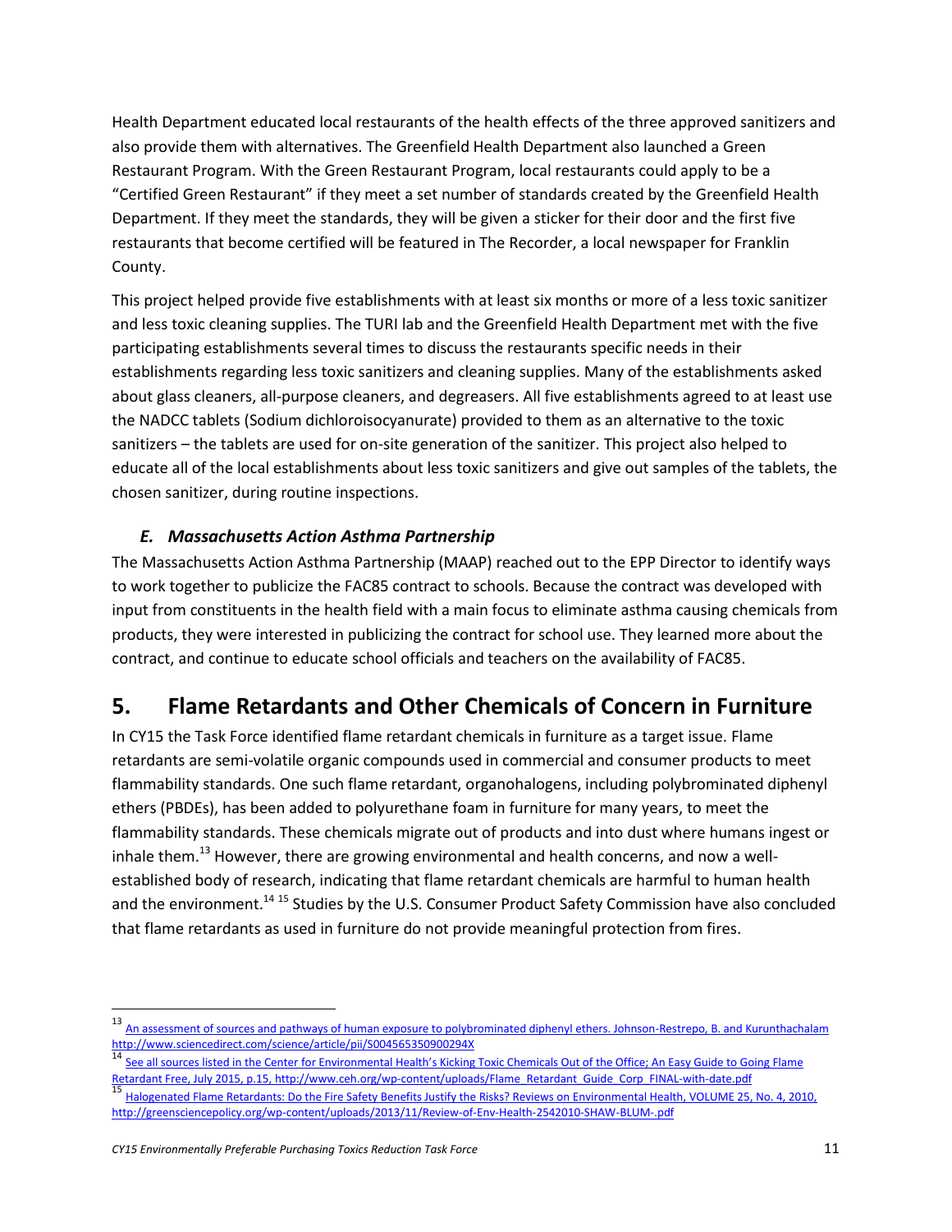Health Department educated local restaurants of the health effects of the three approved sanitizers and also provide them with alternatives. The Greenfield Health Department also launched a Green Restaurant Program. With the Green Restaurant Program, local restaurants could apply to be a "Certified Green Restaurant" if they meet a set number of standards created by the Greenfield Health Department. If they meet the standards, they will be given a sticker for their door and the first five restaurants that become certified will be featured in The Recorder, a local newspaper for Franklin County.

This project helped provide five establishments with at least six months or more of a less toxic sanitizer and less toxic cleaning supplies. The TURI lab and the Greenfield Health Department met with the five participating establishments several times to discuss the restaurants specific needs in their establishments regarding less toxic sanitizers and cleaning supplies. Many of the establishments asked about glass cleaners, all-purpose cleaners, and degreasers. All five establishments agreed to at least use the NADCC tablets (Sodium dichloroisocyanurate) provided to them as an alternative to the toxic sanitizers – the tablets are used for on-site generation of the sanitizer. This project also helped to educate all of the local establishments about less toxic sanitizers and give out samples of the tablets, the chosen sanitizer, during routine inspections.

### *E. Massachusetts Action Asthma Partnership*

The Massachusetts Action Asthma Partnership (MAAP) reached out to the EPP Director to identify ways to work together to publicize the FAC85 contract to schools. Because the contract was developed with input from constituents in the health field with a main focus to eliminate asthma causing chemicals from products, they were interested in publicizing the contract for school use. They learned more about the contract, and continue to educate school officials and teachers on the availability of FAC85.

## 5. Flame Retardants and Other Chemicals of Concern in Furniture

In CY15 the Task Force identified flame retardant chemicals in furniture as a target issue. Flame retardants are semi-volatile organic compounds used in commercial and consumer products to meet flammability standards. One such flame retardant, organohalogens, including polybrominated diphenyl ethers (PBDEs), has been added to polyurethane foam in furniture for many years, to meet the flammability standards. These chemicals migrate out of products and into dust where humans ingest or inhale them.[13] However, there are growing environmental and health concerns, and now a well-established body of research, indicating that flame retardant chemicals are harmful to human health and the environment.[14] [15] Studies by the U.S. Consumer Product Safety Commission have also concluded that flame retardants as used in furniture do not provide meaningful protection from fires.

---

[13] An assessment of sources and pathways of human exposure to polybrominated diphenyl ethers. Johnson-Restrepo, B. and Kurunthachalam http://www.sciencedirect.com/science/article/pii/S004565350900294X

[14] See all sources listed in the Center for Environmental Health's Kicking Toxic Chemicals Out of the Office; An Easy Guide to Going Flame Retardant Free, July 2015, p.15, http://www.ceh.org/wp-content/uploads/Flame_Retardant_Guide_Corp_FINAL-with-date.pdf

[15] Halogenated Flame Retardants: Do the Fire Safety Benefits Justify the Risks? Reviews on Environmental Health, VOLUME 25, No. 4, 2010, http://greensciencepolicy.org/wp-content/uploads/2013/11/Review-of-Env-Health-2542010-SHAW-BLUM-.pdf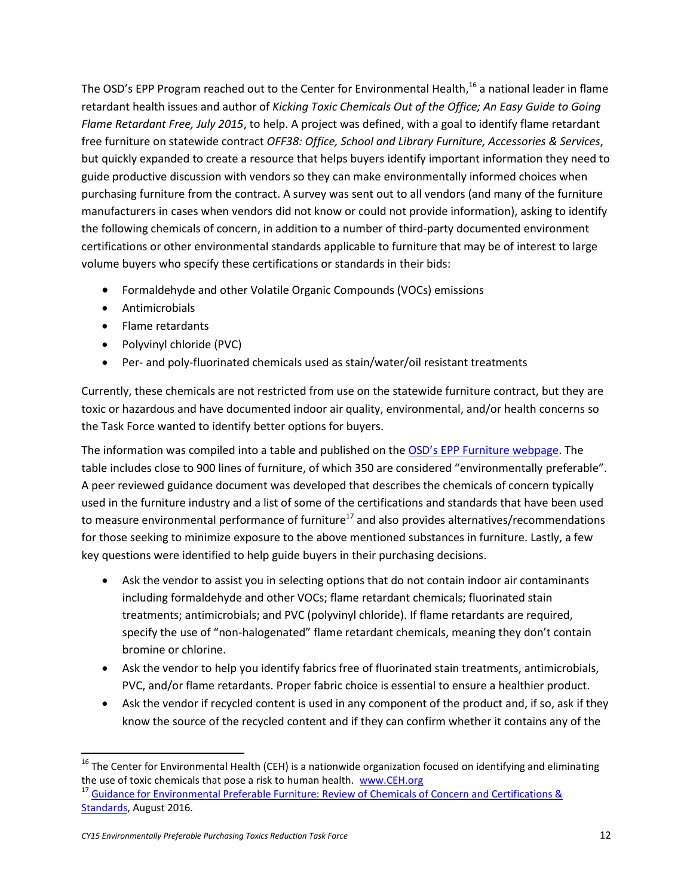The OSD's EPP Program reached out to the Center for Environmental Health,[16] a national leader in flame retardant health issues and author of *Kicking Toxic Chemicals Out of the Office; An Easy Guide to Going Flame Retardant Free, July 2015*, to help. A project was defined, with a goal to identify flame retardant free furniture on statewide contract *OFF38: Office, School and Library Furniture, Accessories & Services*, but quickly expanded to create a resource that helps buyers identify important information they need to guide productive discussion with vendors so they can make environmentally informed choices when purchasing furniture from the contract. A survey was sent out to all vendors (and many of the furniture manufacturers in cases when vendors did not know or could not provide information), asking to identify the following chemicals of concern, in addition to a number of third-party documented environment certifications or other environmental standards applicable to furniture that may be of interest to large volume buyers who specify these certifications or standards in their bids:

- Formaldehyde and other Volatile Organic Compounds (VOCs) emissions
- Antimicrobials
- Flame retardants
- Polyvinyl chloride (PVC)
- Per- and poly-fluorinated chemicals used as stain/water/oil resistant treatments

Currently, these chemicals are not restricted from use on the statewide furniture contract, but they are toxic or hazardous and have documented indoor air quality, environmental, and/or health concerns so the Task Force wanted to identify better options for buyers.

The information was compiled into a table and published on the [OSD's EPP Furniture webpage](). The table includes close to 900 lines of furniture, of which 350 are considered "environmentally preferable". A peer reviewed guidance document was developed that describes the chemicals of concern typically used in the furniture industry and a list of some of the certifications and standards that have been used to measure environmental performance of furniture[17] and also provides alternatives/recommendations for those seeking to minimize exposure to the above mentioned substances in furniture. Lastly, a few key questions were identified to help guide buyers in their purchasing decisions.

- Ask the vendor to assist you in selecting options that do not contain indoor air contaminants including formaldehyde and other VOCs; flame retardant chemicals; fluorinated stain treatments; antimicrobials; and PVC (polyvinyl chloride). If flame retardants are required, specify the use of "non-halogenated" flame retardant chemicals, meaning they don't contain bromine or chlorine.
- Ask the vendor to help you identify fabrics free of fluorinated stain treatments, antimicrobials, PVC, and/or flame retardants. Proper fabric choice is essential to ensure a healthier product.
- Ask the vendor if recycled content is used in any component of the product and, if so, ask if they know the source of the recycled content and if they can confirm whether it contains any of the

---

[16] The Center for Environmental Health (CEH) is a nationwide organization focused on identifying and eliminating the use of toxic chemicals that pose a risk to human health. www.CEH.org

[17] Guidance for Environmental Preferable Furniture: Review of Chemicals of Concern and Certifications & Standards, August 2016.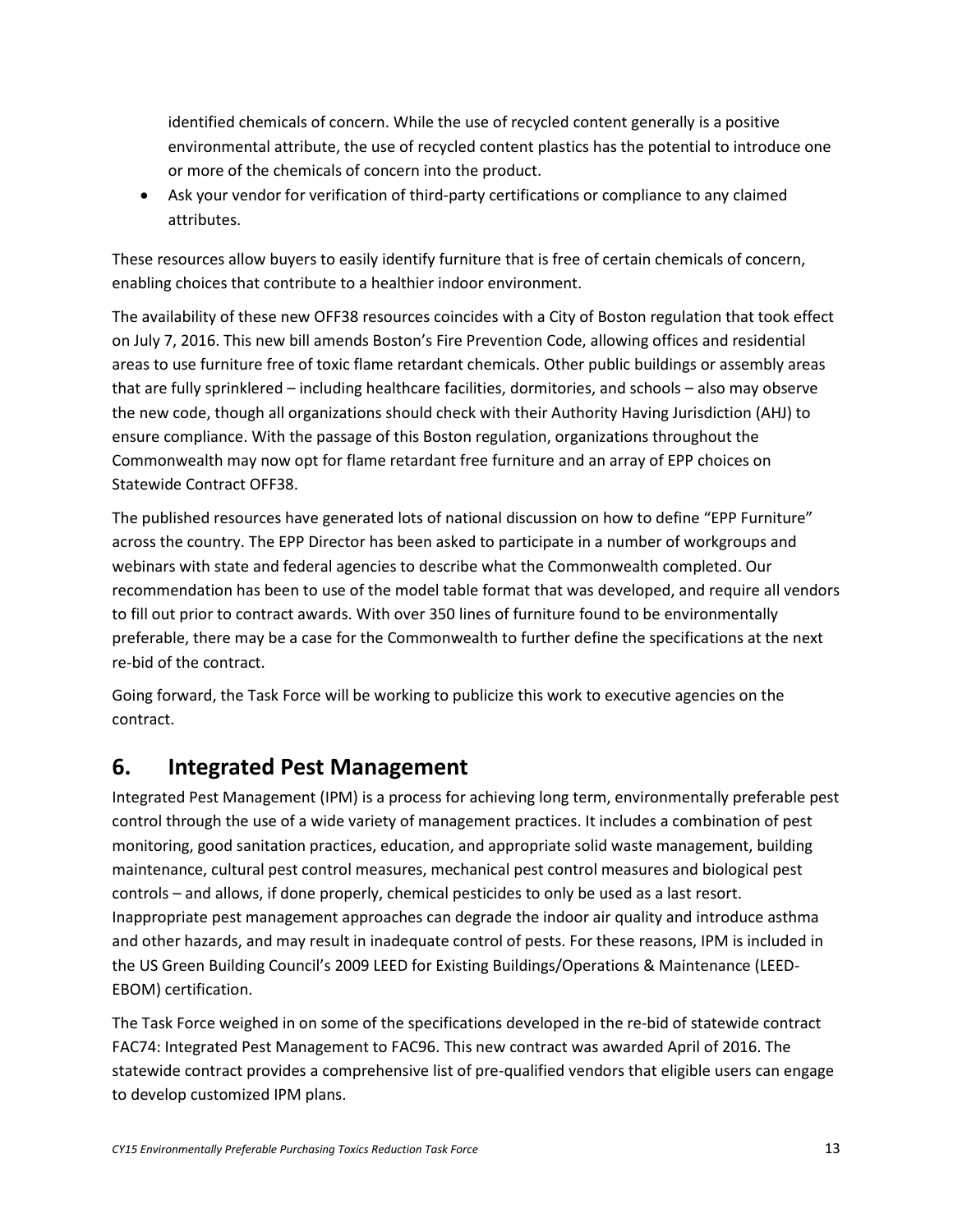identified chemicals of concern. While the use of recycled content generally is a positive environmental attribute, the use of recycled content plastics has the potential to introduce one or more of the chemicals of concern into the product.

- Ask your vendor for verification of third-party certifications or compliance to any claimed attributes.

These resources allow buyers to easily identify furniture that is free of certain chemicals of concern, enabling choices that contribute to a healthier indoor environment.

The availability of these new OFF38 resources coincides with a City of Boston regulation that took effect on July 7, 2016. This new bill amends Boston's Fire Prevention Code, allowing offices and residential areas to use furniture free of toxic flame retardant chemicals. Other public buildings or assembly areas that are fully sprinklered – including healthcare facilities, dormitories, and schools – also may observe the new code, though all organizations should check with their Authority Having Jurisdiction (AHJ) to ensure compliance. With the passage of this Boston regulation, organizations throughout the Commonwealth may now opt for flame retardant free furniture and an array of EPP choices on Statewide Contract OFF38.

The published resources have generated lots of national discussion on how to define "EPP Furniture" across the country. The EPP Director has been asked to participate in a number of workgroups and webinars with state and federal agencies to describe what the Commonwealth completed. Our recommendation has been to use of the model table format that was developed, and require all vendors to fill out prior to contract awards. With over 350 lines of furniture found to be environmentally preferable, there may be a case for the Commonwealth to further define the specifications at the next re-bid of the contract.

Going forward, the Task Force will be working to publicize this work to executive agencies on the contract.

## 6. Integrated Pest Management

Integrated Pest Management (IPM) is a process for achieving long term, environmentally preferable pest control through the use of a wide variety of management practices. It includes a combination of pest monitoring, good sanitation practices, education, and appropriate solid waste management, building maintenance, cultural pest control measures, mechanical pest control measures and biological pest controls – and allows, if done properly, chemical pesticides to only be used as a last resort. Inappropriate pest management approaches can degrade the indoor air quality and introduce asthma and other hazards, and may result in inadequate control of pests. For these reasons, IPM is included in the US Green Building Council's 2009 LEED for Existing Buildings/Operations & Maintenance (LEED-EBOM) certification.

The Task Force weighed in on some of the specifications developed in the re-bid of statewide contract FAC74: Integrated Pest Management to FAC96. This new contract was awarded April of 2016. The statewide contract provides a comprehensive list of pre-qualified vendors that eligible users can engage to develop customized IPM plans.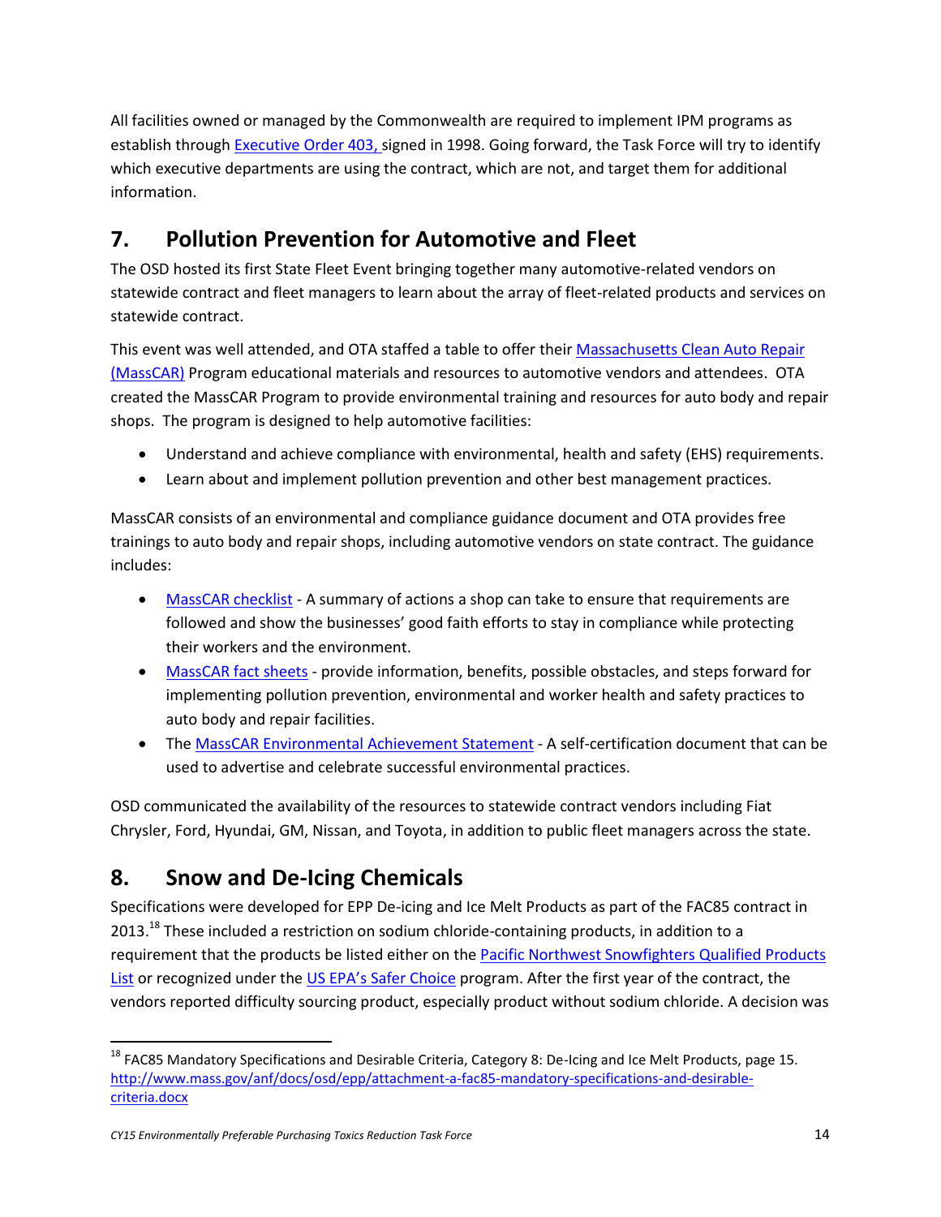All facilities owned or managed by the Commonwealth are required to implement IPM programs as establish through Executive Order 403, signed in 1998. Going forward, the Task Force will try to identify which executive departments are using the contract, which are not, and target them for additional information.

## 7. Pollution Prevention for Automotive and Fleet

The OSD hosted its first State Fleet Event bringing together many automotive-related vendors on statewide contract and fleet managers to learn about the array of fleet-related products and services on statewide contract.

This event was well attended, and OTA staffed a table to offer their Massachusetts Clean Auto Repair (MassCAR) Program educational materials and resources to automotive vendors and attendees. OTA created the MassCAR Program to provide environmental training and resources for auto body and repair shops. The program is designed to help automotive facilities:

- Understand and achieve compliance with environmental, health and safety (EHS) requirements.
- Learn about and implement pollution prevention and other best management practices.

MassCAR consists of an environmental and compliance guidance document and OTA provides free trainings to auto body and repair shops, including automotive vendors on state contract. The guidance includes:

- MassCAR checklist - A summary of actions a shop can take to ensure that requirements are followed and show the businesses' good faith efforts to stay in compliance while protecting their workers and the environment.
- MassCAR fact sheets - provide information, benefits, possible obstacles, and steps forward for implementing pollution prevention, environmental and worker health and safety practices to auto body and repair facilities.
- The MassCAR Environmental Achievement Statement - A self-certification document that can be used to advertise and celebrate successful environmental practices.

OSD communicated the availability of the resources to statewide contract vendors including Fiat Chrysler, Ford, Hyundai, GM, Nissan, and Toyota, in addition to public fleet managers across the state.

## 8. Snow and De-Icing Chemicals

Specifications were developed for EPP De-icing and Ice Melt Products as part of the FAC85 contract in 2013.[18] These included a restriction on sodium chloride-containing products, in addition to a requirement that the products be listed either on the Pacific Northwest Snowfighters Qualified Products List or recognized under the US EPA's Safer Choice program. After the first year of the contract, the vendors reported difficulty sourcing product, especially product without sodium chloride. A decision was

[18] FAC85 Mandatory Specifications and Desirable Criteria, Category 8: De-Icing and Ice Melt Products, page 15. http://www.mass.gov/anf/docs/osd/epp/attachment-a-fac85-mandatory-specifications-and-desirable-criteria.docx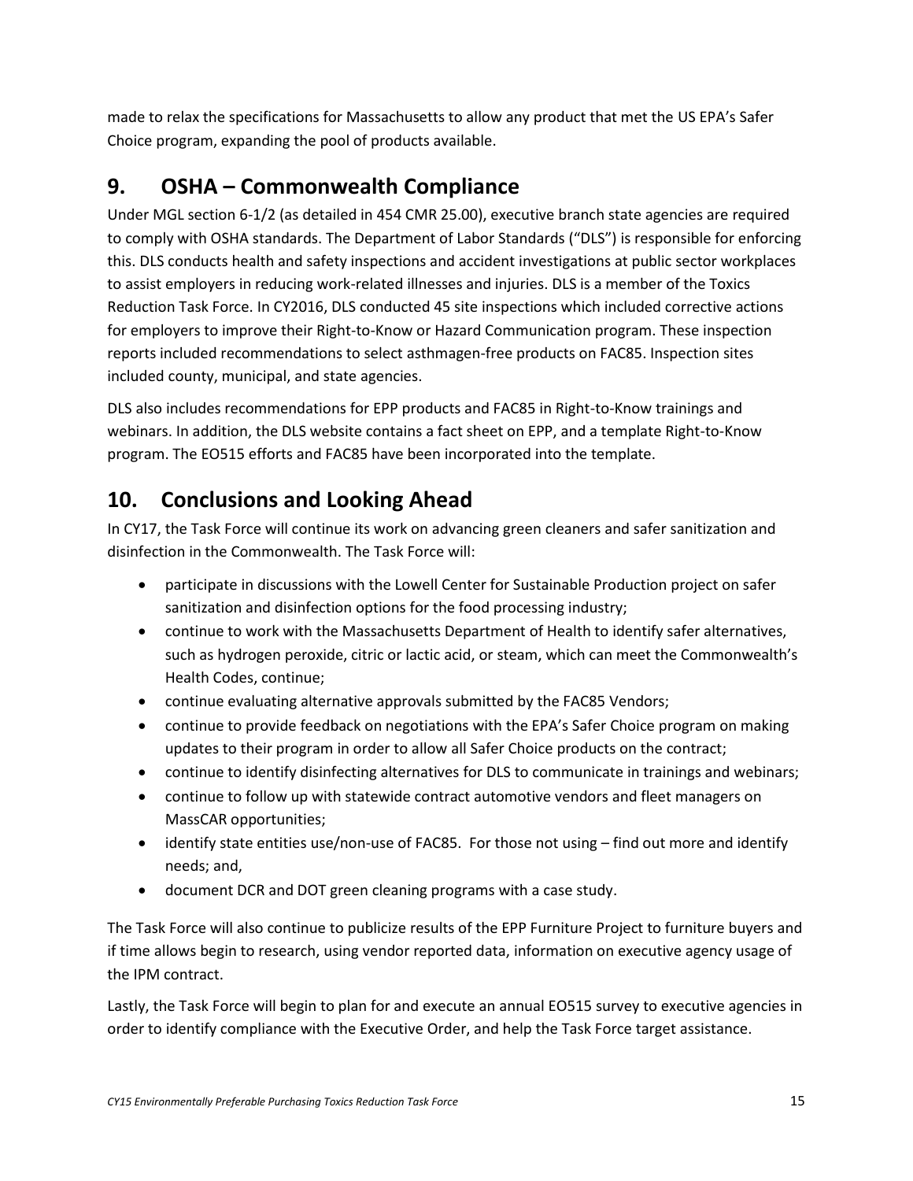made to relax the specifications for Massachusetts to allow any product that met the US EPA's Safer Choice program, expanding the pool of products available.

## 9. OSHA – Commonwealth Compliance

Under MGL section 6-1/2 (as detailed in 454 CMR 25.00), executive branch state agencies are required to comply with OSHA standards. The Department of Labor Standards ("DLS") is responsible for enforcing this. DLS conducts health and safety inspections and accident investigations at public sector workplaces to assist employers in reducing work-related illnesses and injuries. DLS is a member of the Toxics Reduction Task Force. In CY2016, DLS conducted 45 site inspections which included corrective actions for employers to improve their Right-to-Know or Hazard Communication program. These inspection reports included recommendations to select asthmagen-free products on FAC85. Inspection sites included county, municipal, and state agencies.

DLS also includes recommendations for EPP products and FAC85 in Right-to-Know trainings and webinars. In addition, the DLS website contains a fact sheet on EPP, and a template Right-to-Know program. The EO515 efforts and FAC85 have been incorporated into the template.

## 10. Conclusions and Looking Ahead

In CY17, the Task Force will continue its work on advancing green cleaners and safer sanitization and disinfection in the Commonwealth. The Task Force will:

- participate in discussions with the Lowell Center for Sustainable Production project on safer sanitization and disinfection options for the food processing industry;
- continue to work with the Massachusetts Department of Health to identify safer alternatives, such as hydrogen peroxide, citric or lactic acid, or steam, which can meet the Commonwealth's Health Codes, continue;
- continue evaluating alternative approvals submitted by the FAC85 Vendors;
- continue to provide feedback on negotiations with the EPA's Safer Choice program on making updates to their program in order to allow all Safer Choice products on the contract;
- continue to identify disinfecting alternatives for DLS to communicate in trainings and webinars;
- continue to follow up with statewide contract automotive vendors and fleet managers on MassCAR opportunities;
- identify state entities use/non-use of FAC85. For those not using – find out more and identify needs; and,
- document DCR and DOT green cleaning programs with a case study.

The Task Force will also continue to publicize results of the EPP Furniture Project to furniture buyers and if time allows begin to research, using vendor reported data, information on executive agency usage of the IPM contract.

Lastly, the Task Force will begin to plan for and execute an annual EO515 survey to executive agencies in order to identify compliance with the Executive Order, and help the Task Force target assistance.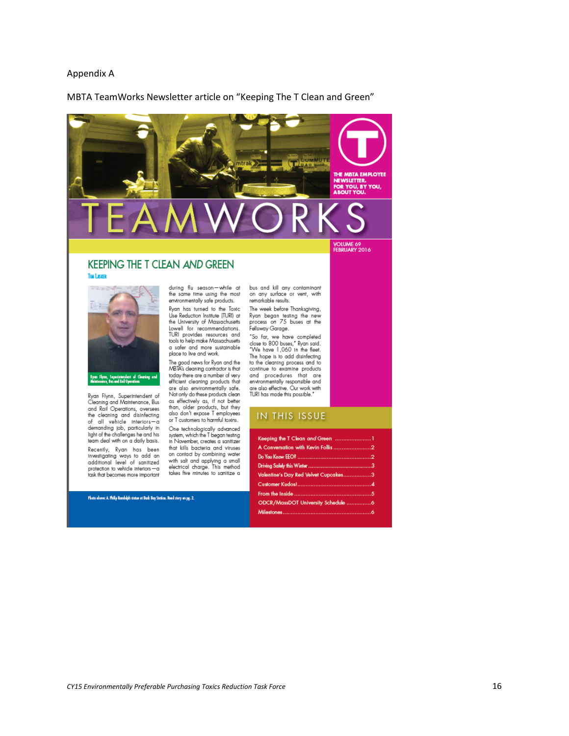Appendix A

MBTA TeamWorks Newsletter article on "Keeping The T Clean and Green"

THE MBTA EMPLOYEE NEWSLETTER. FOR YOU, BY YOU, ABOUT YOU.

# TEAMWORKS

VOLUME 69
FEBRUARY 2016

## KEEPING THE T CLEAN *AND* GREEN

Tim Lasker

Ryan Flynn, Superintendent of Cleaning and Maintenance, Bus and Rail Operations

Ryan Flynn, Superintendent of Cleaning and Maintenance, Bus and Rail Operations, oversees the cleaning and disinfecting of all vehicle interiors—a demanding job, particularly in light of the challenges he and his team deal with on a daily basis.

Recently, Ryan has been investigating ways to add an additional level of sanitized protection to vehicle interiors—a task that becomes more important during flu season—while at the same time using the most environmentally safe products.

Ryan has turned to the Toxic Use Reduction Institute (TURI) at the University of Massachusetts Lowell for recommendations. TURI provides resources and tools to help make Massachusetts a safer and more sustainable place to live and work.

The good news for Ryan and the MBTA's cleaning contractor is that today there are a number of very efficient cleaning products that are also environmentally safe. Not only do these products clean as effectively as, if not better than, older products, but they also don't expose T employees or T customers to harmful toxins.

One technologically advanced system, which the T began testing in November, creates a sanitizer that kills bacteria and viruses on contact by combining water with salt and applying a small electrical charge. This method takes five minutes to sanitize a bus and kill any contaminant on any surface or vent, with remarkable results.

The week before Thanksgiving, Ryan began testing the new process on 75 buses at the Fellsway Garage.

"So far, we have completed close to 800 buses," Ryan said. "We have 1,060 in the fleet. The hope is to add disinfecting to the cleaning process and to continue to examine products and procedures that are environmentally responsible and are also effective. Our work with TURI has made this possible."

Photo above: A. Philip Randolph statue at Back Bay Station. Read story on pg. 2.

## IN THIS ISSUE

- Keeping the T Clean *and* Green .......................1
- A Conversation with Kevin Follis .......................2
- Do You Know EEO? .......................2
- Driving Safely this Winter .......................3
- Valentine's Day Red Velvet Cupcakes .......................3
- Customer Kudos! .......................4
- From the Inside .......................5
- ODCR/MassDOT University Schedule .......................6
- Milestones .......................6